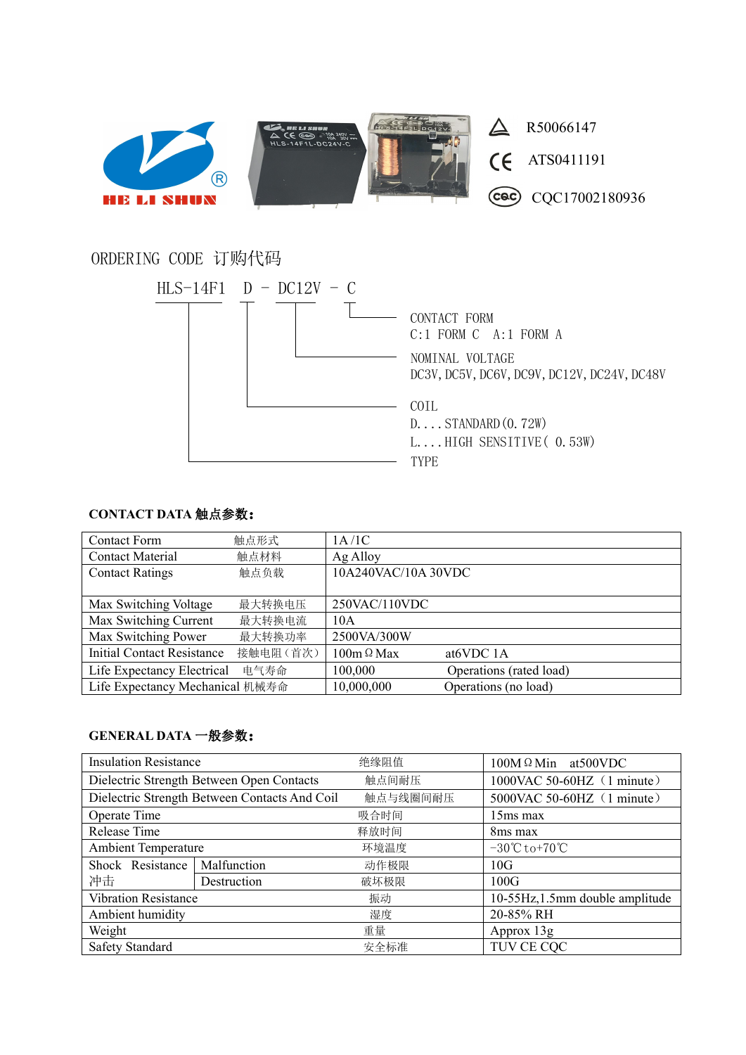HE LI SHUN

R50066147

ATS0411191

CQC17002180936

ORDERING CODE 订购代码

```
HLS-14F1  D - DC12V - C
```

- C: CONTACT FORM — C:1 FORM C  A:1 FORM A
- DC12V: NOMINAL VOLTAGE — DC3V, DC5V, DC6V, DC9V, DC12V, DC24V, DC48V
- D: COIL — D....STANDARD(0.72W); L....HIGH SENSITIVE( 0.53W)
- HLS-14F1: TYPE

**CONTACT DATA 触点参数:**

| Contact Form 触点形式 | 1A /1C | |
|---|---|---|
| Contact Material 触点材料 | Ag Alloy | |
| Contact Ratings 触点负载 | 10A240VAC/10A 30VDC | |
| Max Switching Voltage 最大转换电压 | 250VAC/110VDC | |
| Max Switching Current 最大转换电流 | 10A | |
| Max Switching Power 最大转换功率 | 2500VA/300W | |
| Initial Contact Resistance 接触电阻（首次） | 100mΩ Max | at6VDC 1A |
| Life Expectancy Electrical 电气寿命 | 100,000 | Operations (rated load) |
| Life Expectancy Mechanical 机械寿命 | 10,000,000 | Operations (no load) |

**GENERAL DATA 一般参数:**

| Insulation Resistance | | 绝缘阻值 | 100MΩ Min at500VDC |
|---|---|---|---|
| Dielectric Strength Between Open Contacts | | 触点间耐压 | 1000VAC 50-60HZ（1 minute） |
| Dielectric Strength Between Contacts And Coil | | 触点与线圈间耐压 | 5000VAC 50-60HZ（1 minute） |
| Operate Time | | 吸合时间 | 15ms max |
| Release Time | | 释放时间 | 8ms max |
| Ambient Temperature | | 环境温度 | -30℃ to+70℃ |
| Shock Resistance 冲击 | Malfunction | 动作极限 | 10G |
| | Destruction | 破坏极限 | 100G |
| Vibration Resistance | | 振动 | 10-55Hz,1.5mm double amplitude |
| Ambient humidity | | 湿度 | 20-85% RH |
| Weight | | 重量 | Approx 13g |
| Safety Standard | | 安全标准 | TUV CE CQC |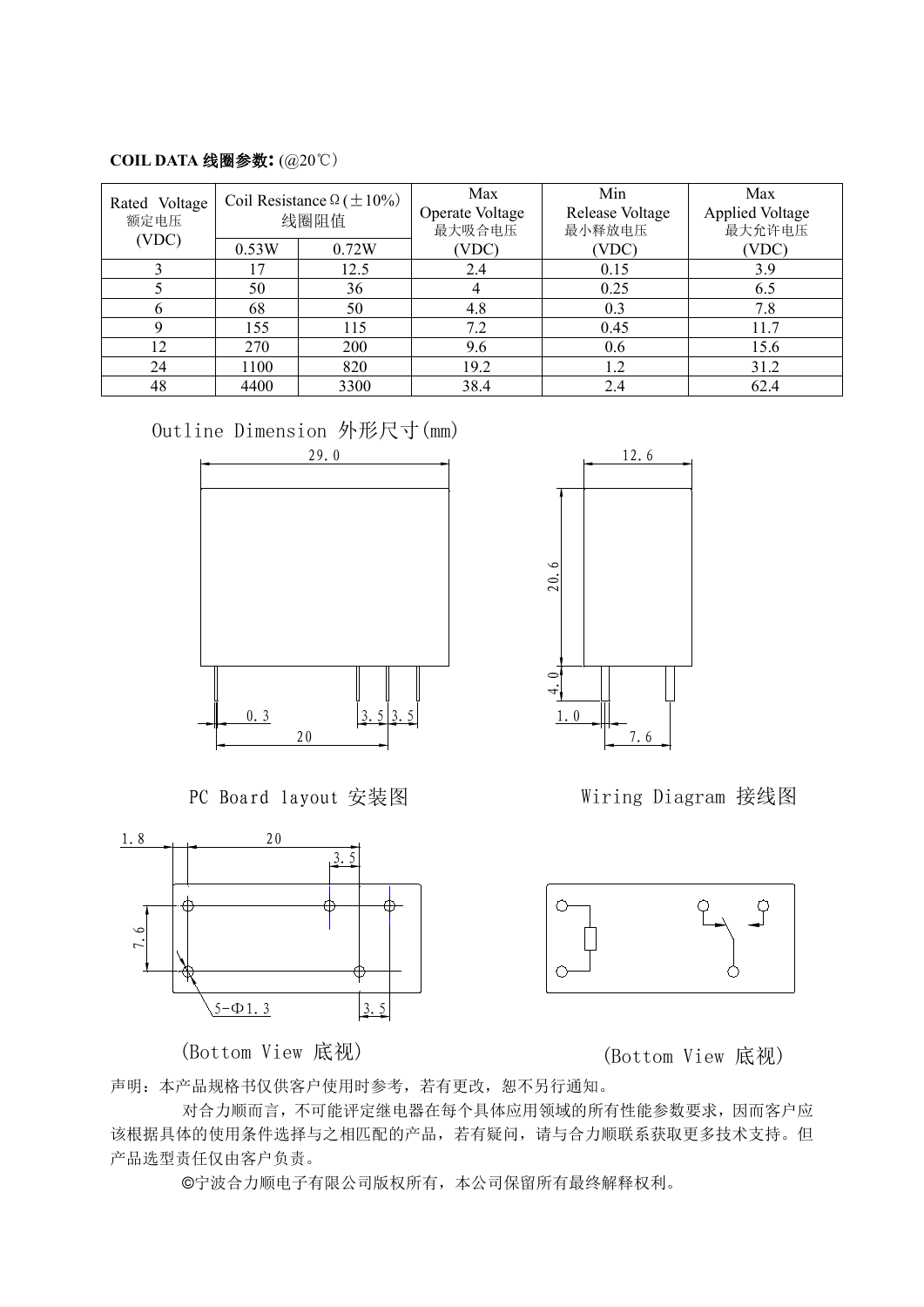**COIL DATA 线圈参数:** (@20℃)

| Rated Voltage 额定电压 (VDC) | Coil Resistance Ω (±10%) 线圈阻值 | | Max Operate Voltage 最大吸合电压 (VDC) | Min Release Voltage 最小释放电压 (VDC) | Max Applied Voltage 最大允许电压 (VDC) |
|---|---|---|---|---|---|
| | 0.53W | 0.72W | | | |
| 3 | 17 | 12.5 | 2.4 | 0.15 | 3.9 |
| 5 | 50 | 36 | 4 | 0.25 | 6.5 |
| 6 | 68 | 50 | 4.8 | 0.3 | 7.8 |
| 9 | 155 | 115 | 7.2 | 0.45 | 11.7 |
| 12 | 270 | 200 | 9.6 | 0.6 | 15.6 |
| 24 | 1100 | 820 | 19.2 | 1.2 | 31.2 |
| 48 | 4400 | 3300 | 38.4 | 2.4 | 62.4 |

Outline Dimension 外形尺寸(mm)

29.0
12.6
20.6
4.0
0.3
3.5 3.5
20
1.0
7.6

PC Board layout 安装图

1.8
20
3.5
7.6
5-Φ1.3
3.5

(Bottom View 底视)

Wiring Diagram 接线图

(Bottom View 底视)

声明：本产品规格书仅供客户使用时参考，若有更改，恕不另行通知。

对合力顺而言，不可能评定继电器在每个具体应用领域的所有性能参数要求，因而客户应该根据具体的使用条件选择与之相匹配的产品，若有疑问，请与合力顺联系获取更多技术支持。但产品选型责任仅由客户负责。

©宁波合力顺电子有限公司版权所有，本公司保留所有最终解释权利。